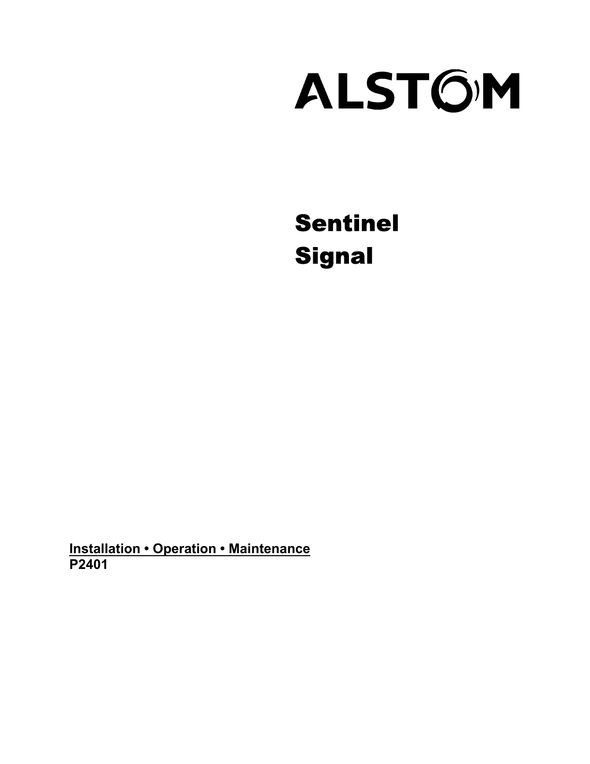# ALSTOM

# Sentinel Signal

**<u>Installation • Operation • Maintenance</u>**
**P2401**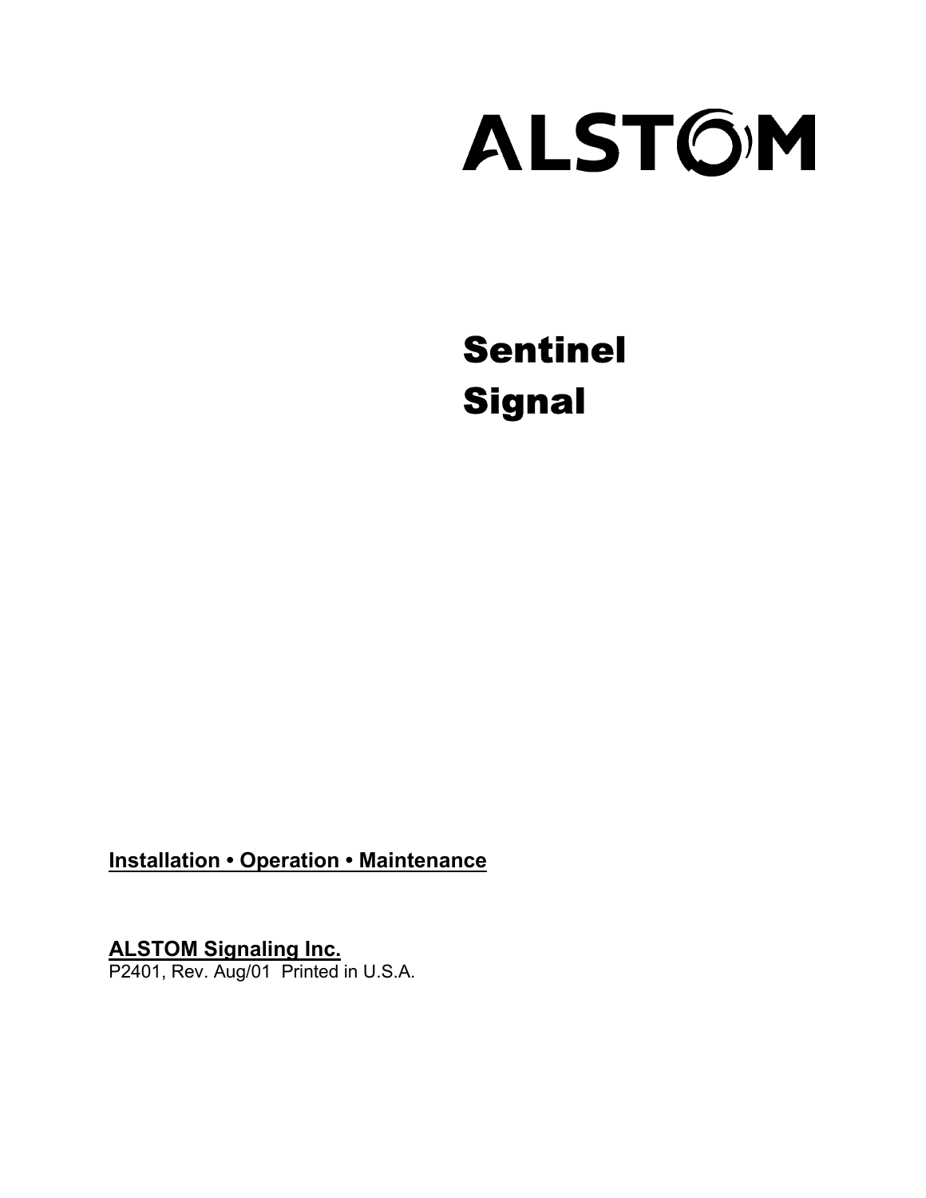# ALSTOM

# Sentinel Signal

**Installation • Operation • Maintenance**

**ALSTOM Signaling Inc.**

P2401, Rev. Aug/01 Printed in U.S.A.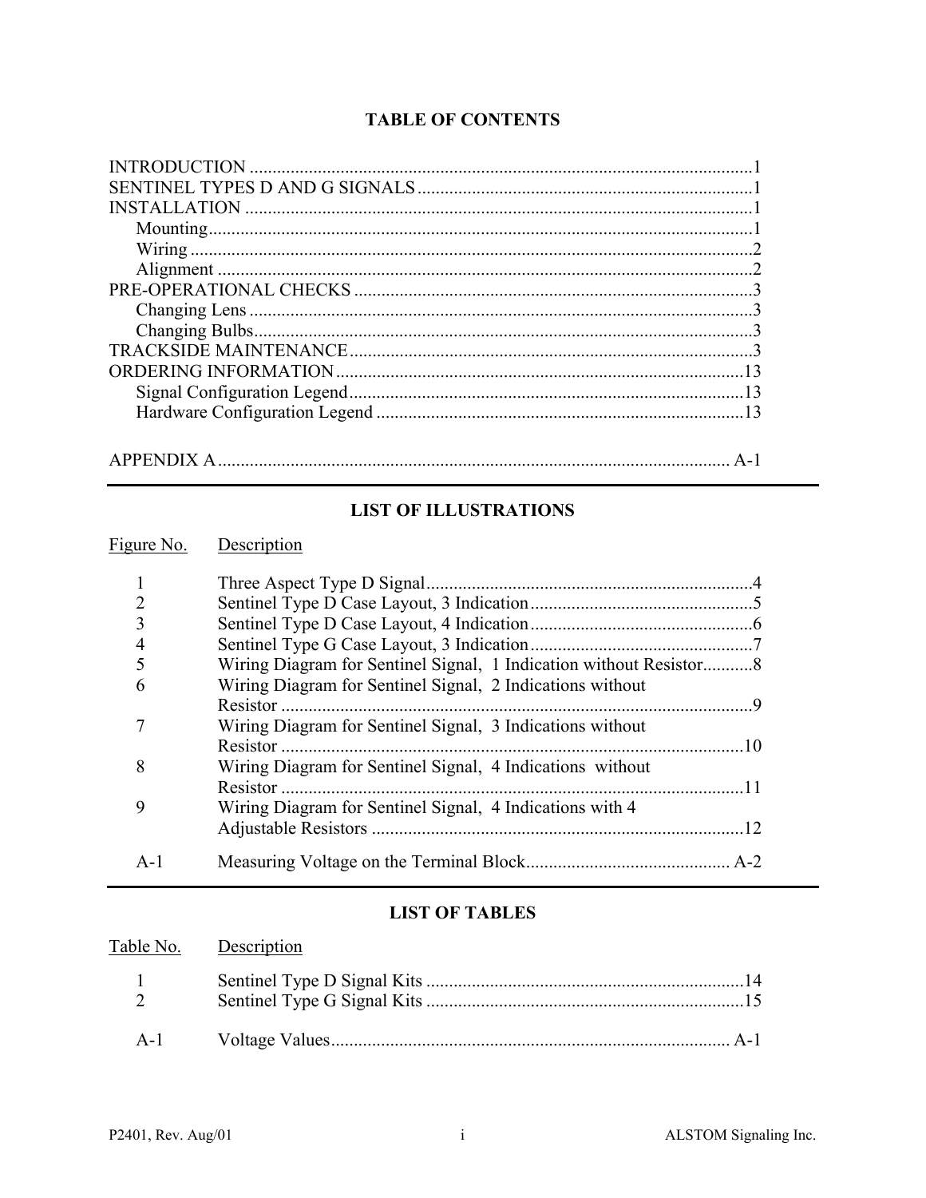# TABLE OF CONTENTS

| | |
|---|---|
| INTRODUCTION | 1 |
| SENTINEL TYPES D AND G SIGNALS | 1 |
| INSTALLATION | 1 |
| &nbsp;&nbsp;&nbsp;&nbsp;Mounting | 1 |
| &nbsp;&nbsp;&nbsp;&nbsp;Wiring | 2 |
| &nbsp;&nbsp;&nbsp;&nbsp;Alignment | 2 |
| PRE-OPERATIONAL CHECKS | 3 |
| &nbsp;&nbsp;&nbsp;&nbsp;Changing Lens | 3 |
| &nbsp;&nbsp;&nbsp;&nbsp;Changing Bulbs | 3 |
| TRACKSIDE MAINTENANCE | 3 |
| ORDERING INFORMATION | 13 |
| &nbsp;&nbsp;&nbsp;&nbsp;Signal Configuration Legend | 13 |
| &nbsp;&nbsp;&nbsp;&nbsp;Hardware Configuration Legend | 13 |
| APPENDIX A | A-1 |

---

## LIST OF ILLUSTRATIONS

| Figure No. | Description | Page |
|---|---|---|
| 1 | Three Aspect Type D Signal | 4 |
| 2 | Sentinel Type D Case Layout, 3 Indication | 5 |
| 3 | Sentinel Type D Case Layout, 4 Indication | 6 |
| 4 | Sentinel Type G Case Layout, 3 Indication | 7 |
| 5 | Wiring Diagram for Sentinel Signal, 1 Indication without Resistor | 8 |
| 6 | Wiring Diagram for Sentinel Signal, 2 Indications without Resistor | 9 |
| 7 | Wiring Diagram for Sentinel Signal, 3 Indications without Resistor | 10 |
| 8 | Wiring Diagram for Sentinel Signal, 4 Indications without Resistor | 11 |
| 9 | Wiring Diagram for Sentinel Signal, 4 Indications with 4 Adjustable Resistors | 12 |
| A-1 | Measuring Voltage on the Terminal Block | A-2 |

---

## LIST OF TABLES

| Table No. | Description | Page |
|---|---|---|
| 1 | Sentinel Type D Signal Kits | 14 |
| 2 | Sentinel Type G Signal Kits | 15 |
| A-1 | Voltage Values | A-1 |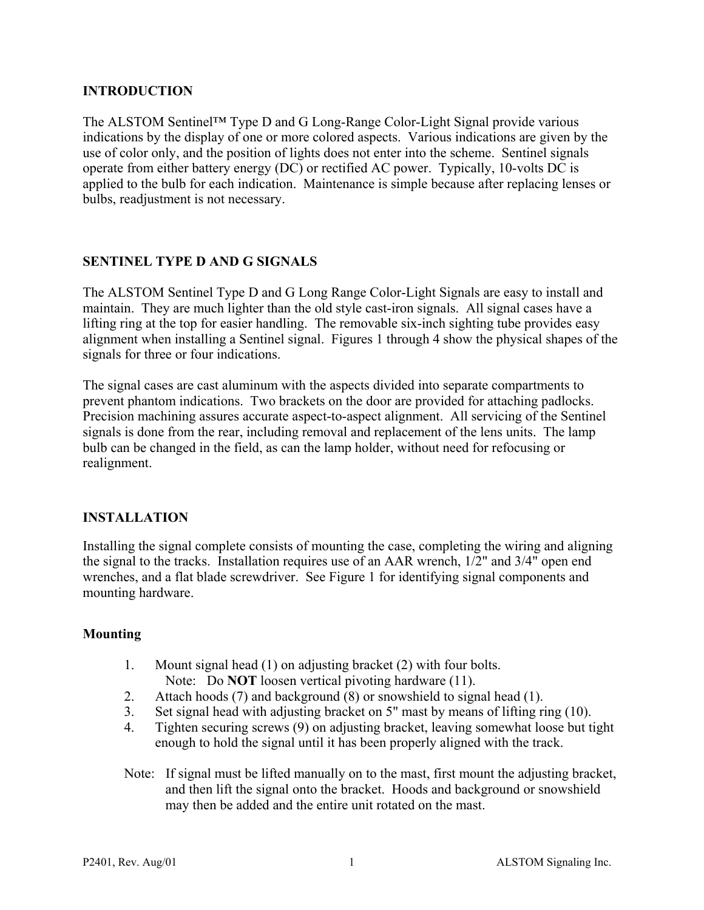## INTRODUCTION

The ALSTOM Sentinel™ Type D and G Long-Range Color-Light Signal provide various indications by the display of one or more colored aspects. Various indications are given by the use of color only, and the position of lights does not enter into the scheme. Sentinel signals operate from either battery energy (DC) or rectified AC power. Typically, 10-volts DC is applied to the bulb for each indication. Maintenance is simple because after replacing lenses or bulbs, readjustment is not necessary.

## SENTINEL TYPE D AND G SIGNALS

The ALSTOM Sentinel Type D and G Long Range Color-Light Signals are easy to install and maintain. They are much lighter than the old style cast-iron signals. All signal cases have a lifting ring at the top for easier handling. The removable six-inch sighting tube provides easy alignment when installing a Sentinel signal. Figures 1 through 4 show the physical shapes of the signals for three or four indications.

The signal cases are cast aluminum with the aspects divided into separate compartments to prevent phantom indications. Two brackets on the door are provided for attaching padlocks. Precision machining assures accurate aspect-to-aspect alignment. All servicing of the Sentinel signals is done from the rear, including removal and replacement of the lens units. The lamp bulb can be changed in the field, as can the lamp holder, without need for refocusing or realignment.

## INSTALLATION

Installing the signal complete consists of mounting the case, completing the wiring and aligning the signal to the tracks. Installation requires use of an AAR wrench, 1/2" and 3/4" open end wrenches, and a flat blade screwdriver. See Figure 1 for identifying signal components and mounting hardware.

### Mounting

1. Mount signal head (1) on adjusting bracket (2) with four bolts.
   Note: Do **NOT** loosen vertical pivoting hardware (11).
2. Attach hoods (7) and background (8) or snowshield to signal head (1).
3. Set signal head with adjusting bracket on 5" mast by means of lifting ring (10).
4. Tighten securing screws (9) on adjusting bracket, leaving somewhat loose but tight enough to hold the signal until it has been properly aligned with the track.

Note: If signal must be lifted manually on to the mast, first mount the adjusting bracket, and then lift the signal onto the bracket. Hoods and background or snowshield may then be added and the entire unit rotated on the mast.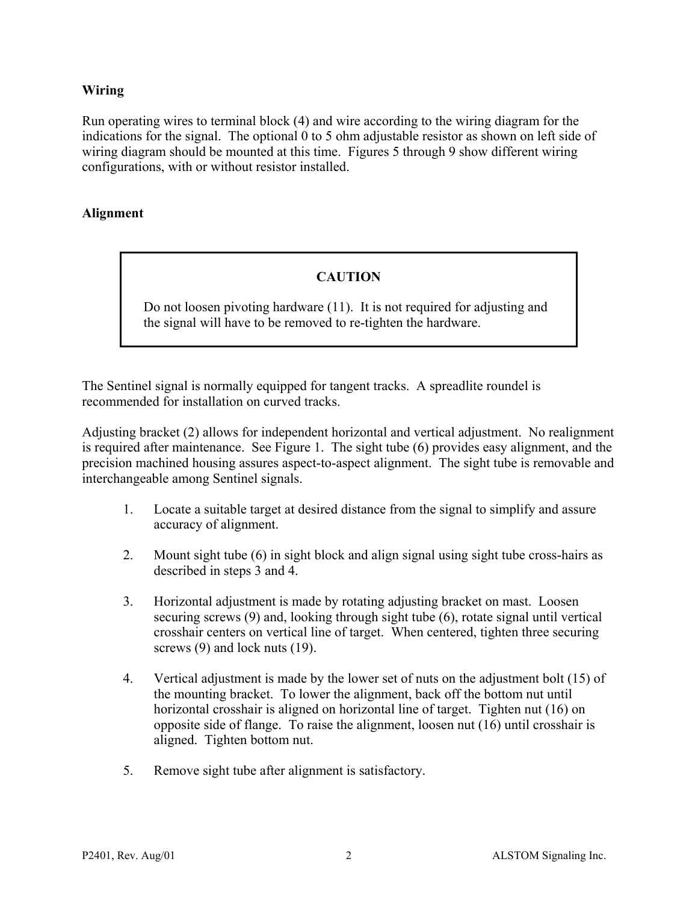**Wiring**

Run operating wires to terminal block (4) and wire according to the wiring diagram for the indications for the signal. The optional 0 to 5 ohm adjustable resistor as shown on left side of wiring diagram should be mounted at this time. Figures 5 through 9 show different wiring configurations, with or without resistor installed.

**Alignment**

> **CAUTION**
>
> Do not loosen pivoting hardware (11). It is not required for adjusting and the signal will have to be removed to re-tighten the hardware.

The Sentinel signal is normally equipped for tangent tracks. A spreadlite roundel is recommended for installation on curved tracks.

Adjusting bracket (2) allows for independent horizontal and vertical adjustment. No realignment is required after maintenance. See Figure 1. The sight tube (6) provides easy alignment, and the precision machined housing assures aspect-to-aspect alignment. The sight tube is removable and interchangeable among Sentinel signals.

1. Locate a suitable target at desired distance from the signal to simplify and assure accuracy of alignment.

2. Mount sight tube (6) in sight block and align signal using sight tube cross-hairs as described in steps 3 and 4.

3. Horizontal adjustment is made by rotating adjusting bracket on mast. Loosen securing screws (9) and, looking through sight tube (6), rotate signal until vertical crosshair centers on vertical line of target. When centered, tighten three securing screws (9) and lock nuts (19).

4. Vertical adjustment is made by the lower set of nuts on the adjustment bolt (15) of the mounting bracket. To lower the alignment, back off the bottom nut until horizontal crosshair is aligned on horizontal line of target. Tighten nut (16) on opposite side of flange. To raise the alignment, loosen nut (16) until crosshair is aligned. Tighten bottom nut.

5. Remove sight tube after alignment is satisfactory.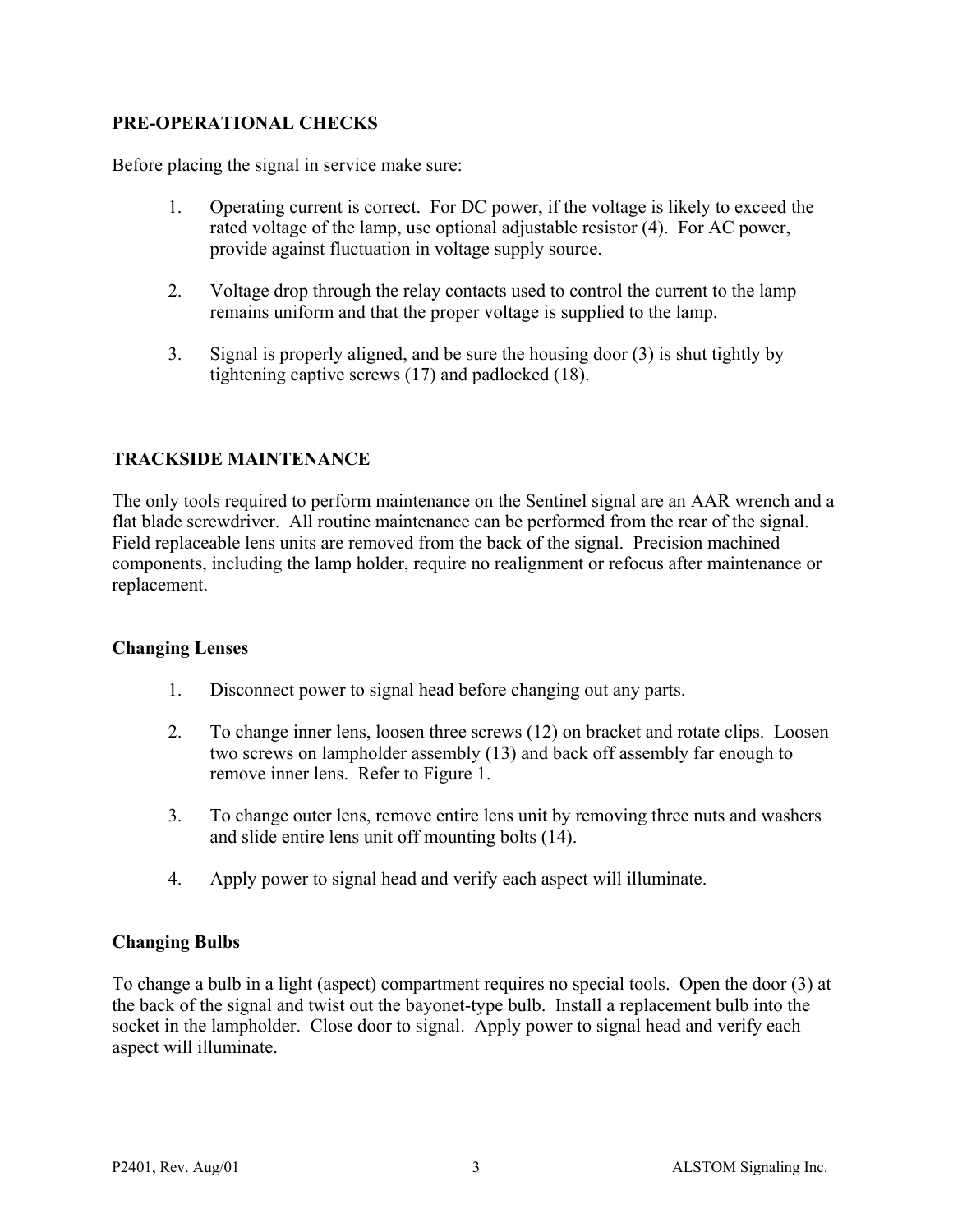**PRE-OPERATIONAL CHECKS**

Before placing the signal in service make sure:

1. Operating current is correct. For DC power, if the voltage is likely to exceed the rated voltage of the lamp, use optional adjustable resistor (4). For AC power, provide against fluctuation in voltage supply source.

2. Voltage drop through the relay contacts used to control the current to the lamp remains uniform and that the proper voltage is supplied to the lamp.

3. Signal is properly aligned, and be sure the housing door (3) is shut tightly by tightening captive screws (17) and padlocked (18).

**TRACKSIDE MAINTENANCE**

The only tools required to perform maintenance on the Sentinel signal are an AAR wrench and a flat blade screwdriver. All routine maintenance can be performed from the rear of the signal. Field replaceable lens units are removed from the back of the signal. Precision machined components, including the lamp holder, require no realignment or refocus after maintenance or replacement.

**Changing Lenses**

1. Disconnect power to signal head before changing out any parts.

2. To change inner lens, loosen three screws (12) on bracket and rotate clips. Loosen two screws on lampholder assembly (13) and back off assembly far enough to remove inner lens. Refer to Figure 1.

3. To change outer lens, remove entire lens unit by removing three nuts and washers and slide entire lens unit off mounting bolts (14).

4. Apply power to signal head and verify each aspect will illuminate.

**Changing Bulbs**

To change a bulb in a light (aspect) compartment requires no special tools. Open the door (3) at the back of the signal and twist out the bayonet-type bulb. Install a replacement bulb into the socket in the lampholder. Close door to signal. Apply power to signal head and verify each aspect will illuminate.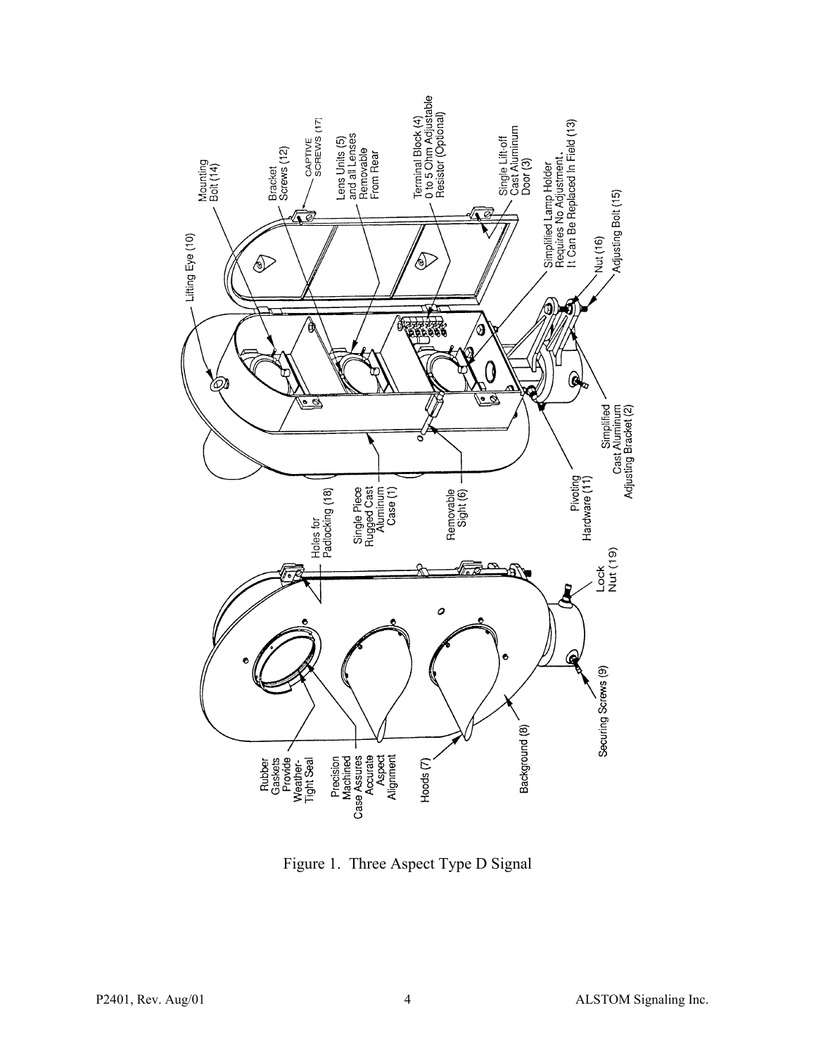Figure 1. Three Aspect Type D Signal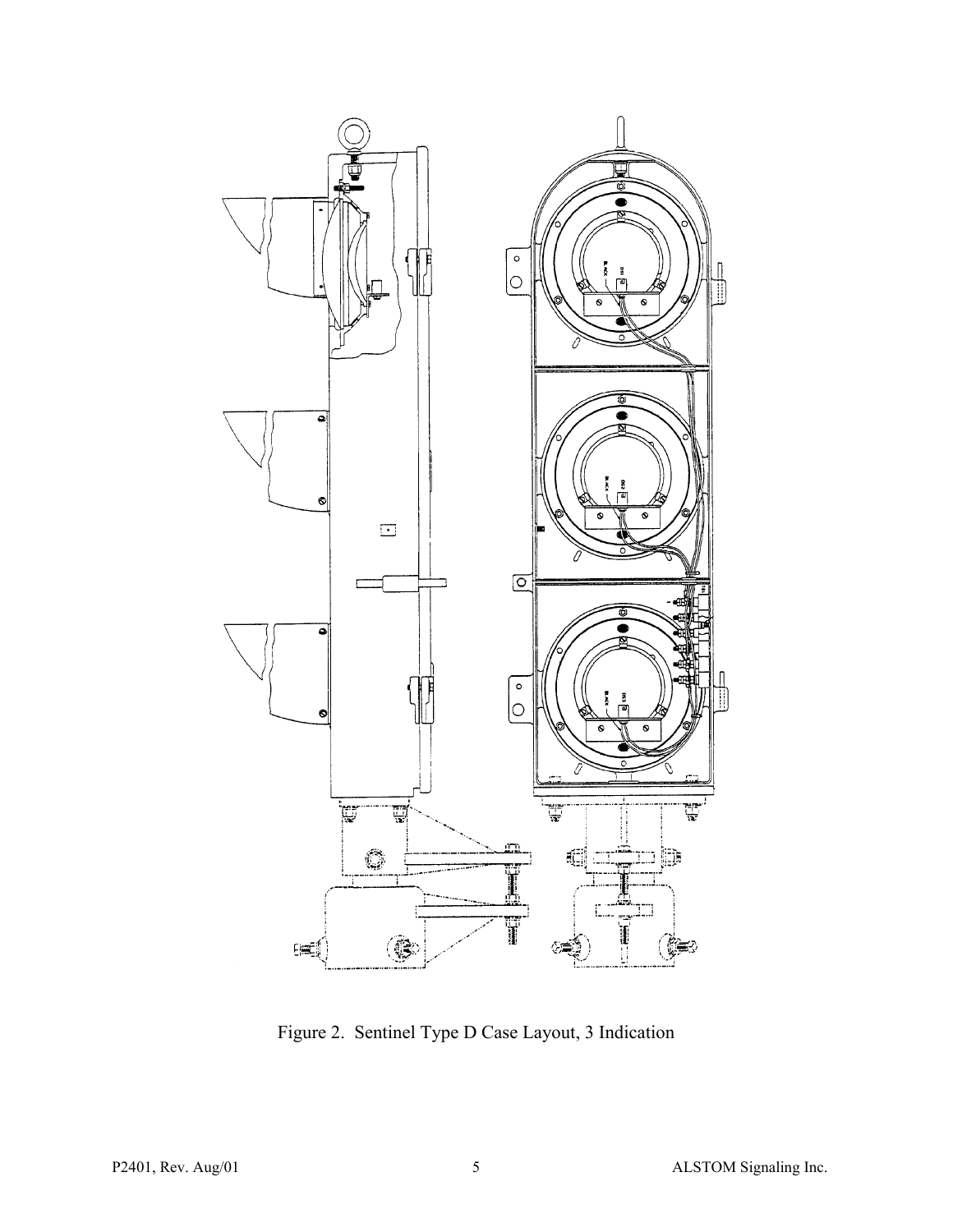Figure 2. Sentinel Type D Case Layout, 3 Indication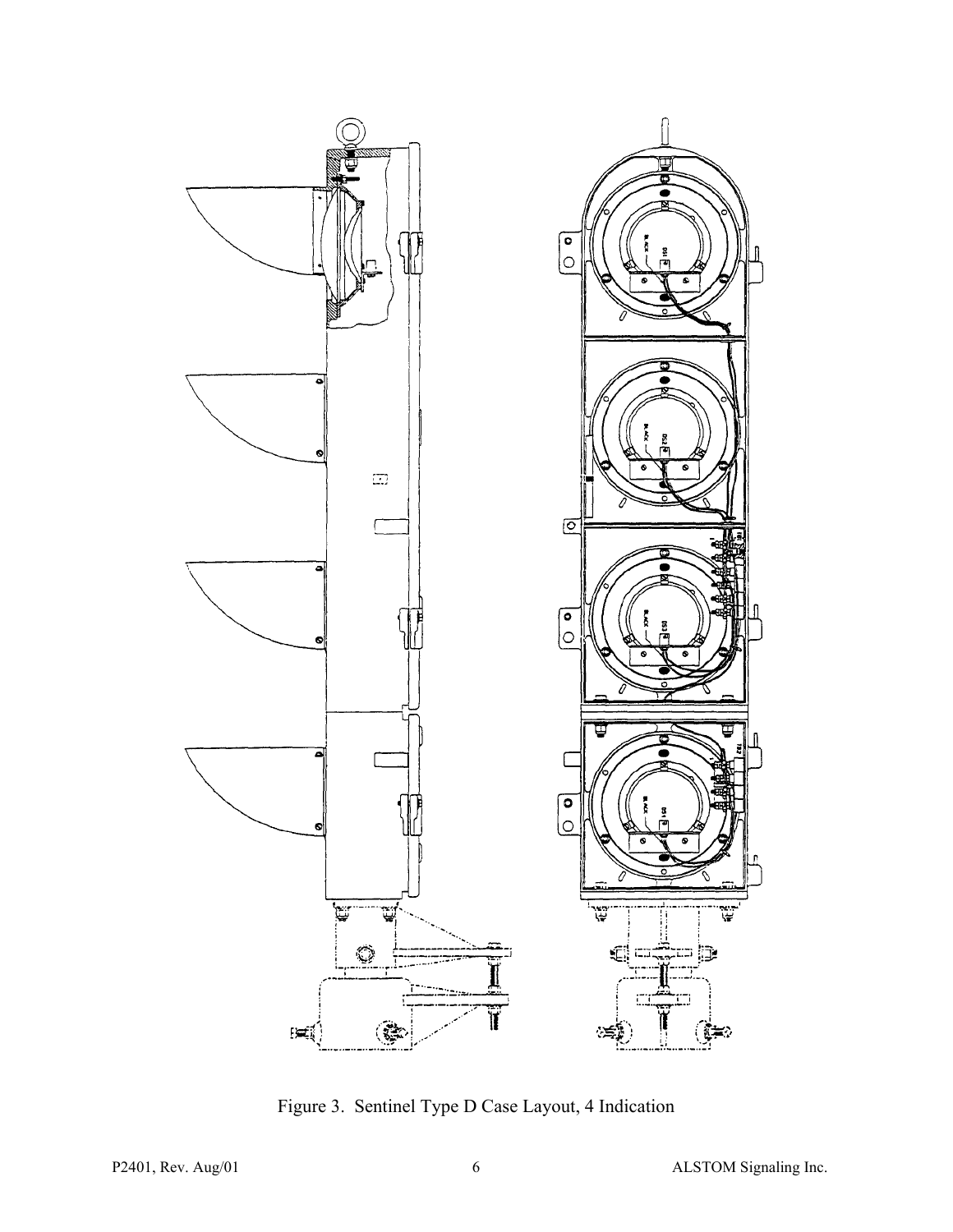Figure 3. Sentinel Type D Case Layout, 4 Indication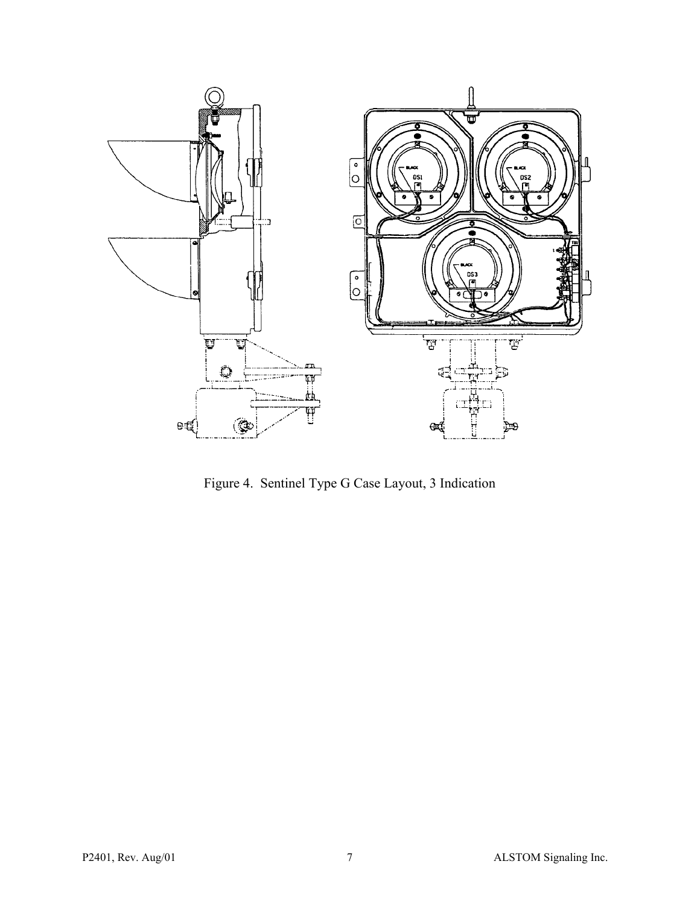Figure 4. Sentinel Type G Case Layout, 3 Indication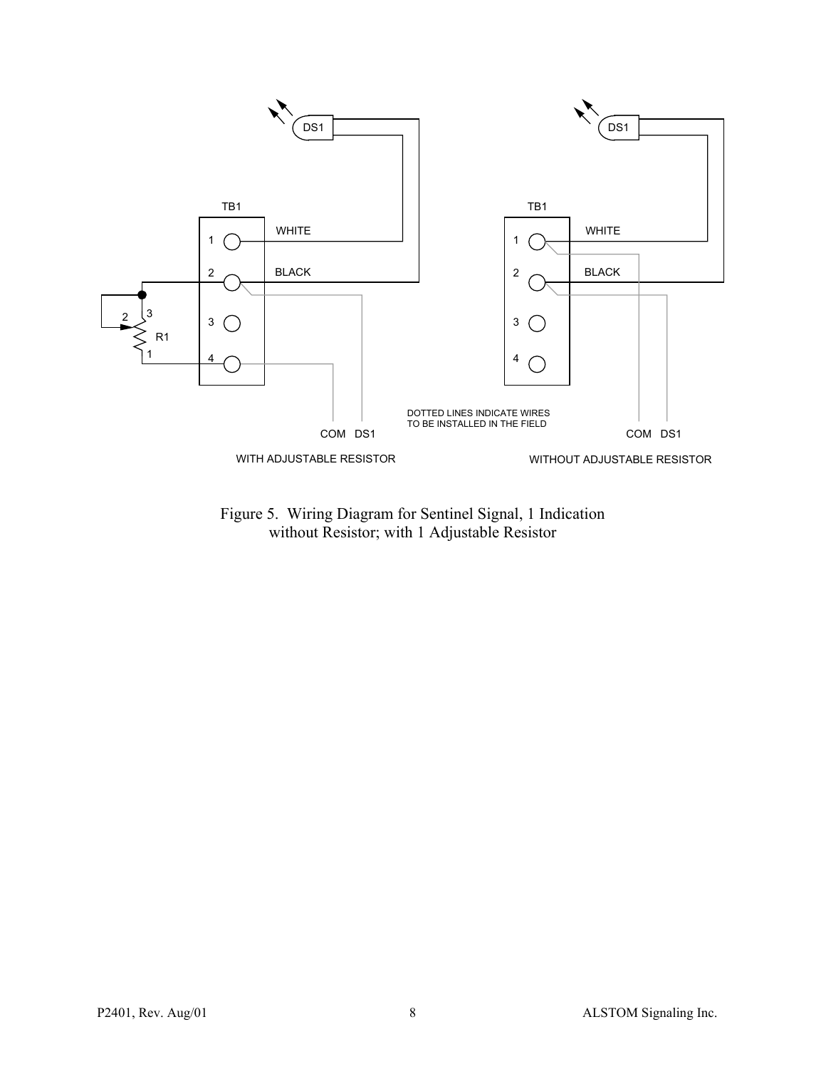DOTTED LINES INDICATE WIRES TO BE INSTALLED IN THE FIELD

WITH ADJUSTABLE RESISTOR

WITHOUT ADJUSTABLE RESISTOR

Figure 5. Wiring Diagram for Sentinel Signal, 1 Indication without Resistor; with 1 Adjustable Resistor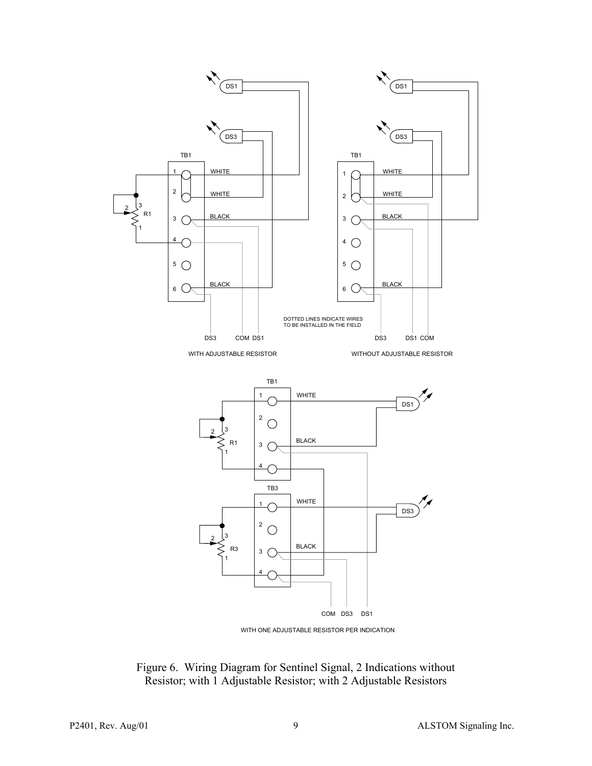Figure 6. Wiring Diagram for Sentinel Signal, 2 Indications without Resistor; with 1 Adjustable Resistor; with 2 Adjustable Resistors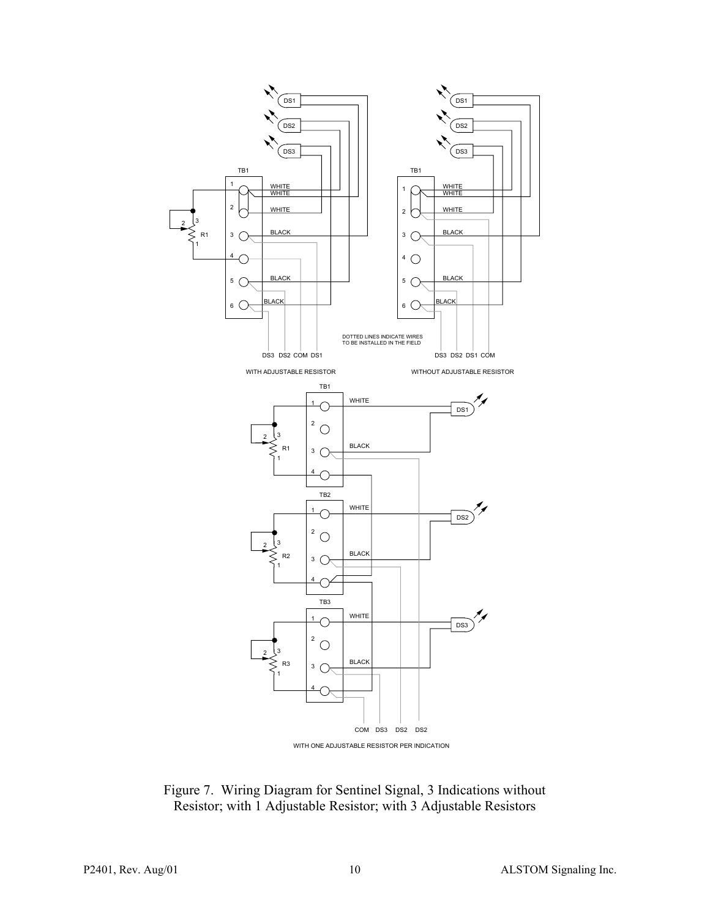DOTTED LINES INDICATE WIRES TO BE INSTALLED IN THE FIELD

WITH ADJUSTABLE RESISTOR

WITHOUT ADJUSTABLE RESISTOR

WITH ONE ADJUSTABLE RESISTOR PER INDICATION

Figure 7. Wiring Diagram for Sentinel Signal, 3 Indications without Resistor; with 1 Adjustable Resistor; with 3 Adjustable Resistors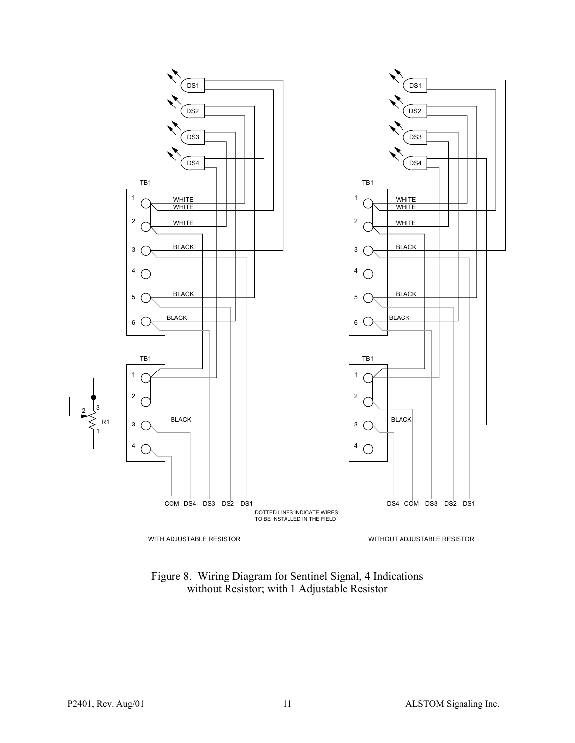Figure 8. Wiring Diagram for Sentinel Signal, 4 Indications without Resistor; with 1 Adjustable Resistor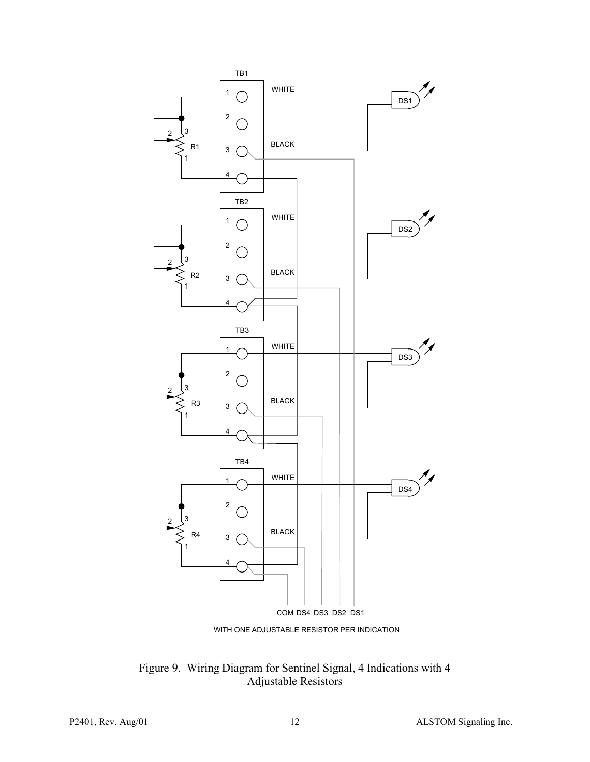WITH ONE ADJUSTABLE RESISTOR PER INDICATION

Figure 9. Wiring Diagram for Sentinel Signal, 4 Indications with 4 Adjustable Resistors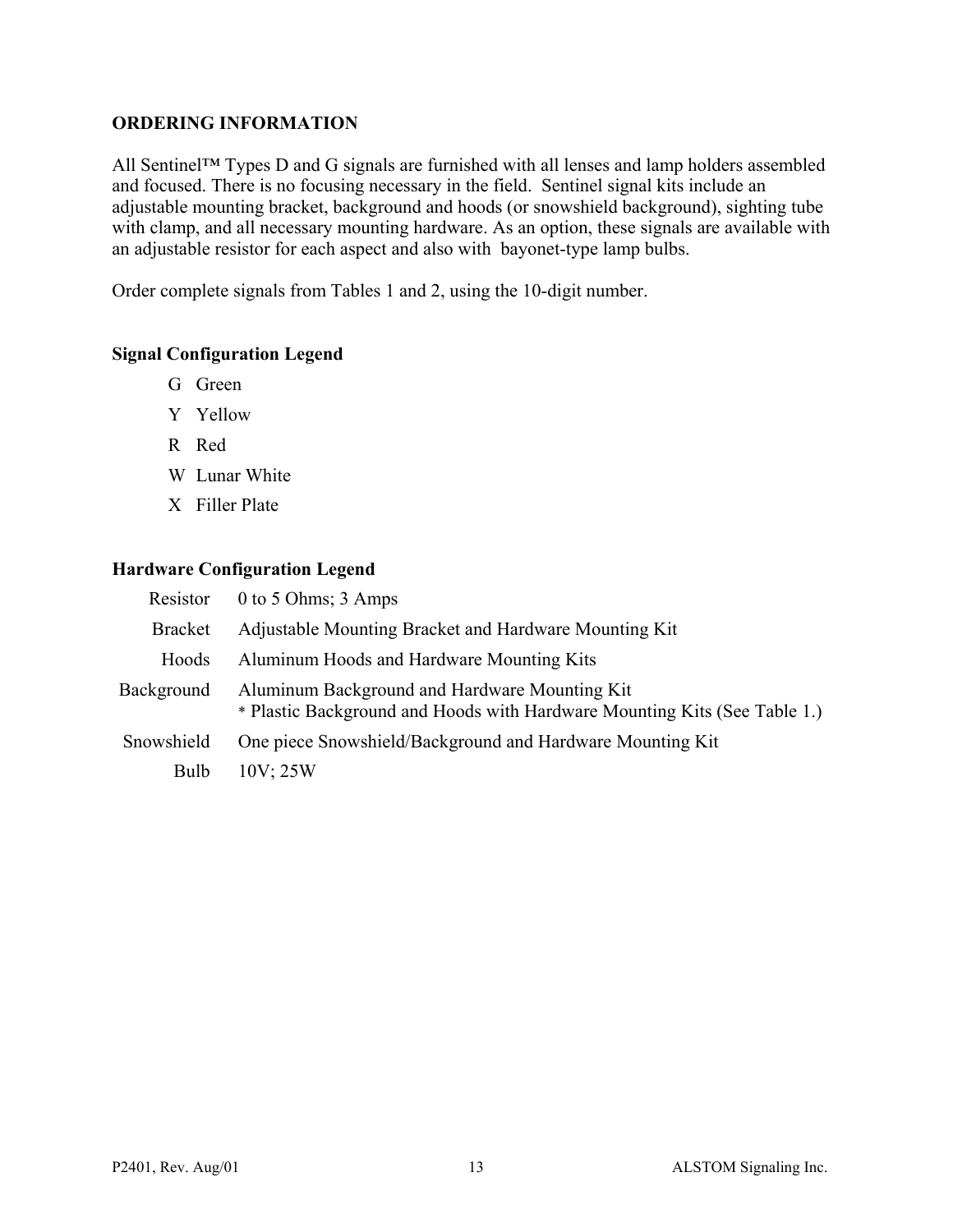## ORDERING INFORMATION

All Sentinel™ Types D and G signals are furnished with all lenses and lamp holders assembled and focused. There is no focusing necessary in the field. Sentinel signal kits include an adjustable mounting bracket, background and hoods (or snowshield background), sighting tube with clamp, and all necessary mounting hardware. As an option, these signals are available with an adjustable resistor for each aspect and also with bayonet-type lamp bulbs.

Order complete signals from Tables 1 and 2, using the 10-digit number.

### Signal Configuration Legend

- G Green
- Y Yellow
- R Red
- W Lunar White
- X Filler Plate

### Hardware Configuration Legend

| | |
|---|---|
| Resistor | 0 to 5 Ohms; 3 Amps |
| Bracket | Adjustable Mounting Bracket and Hardware Mounting Kit |
| Hoods | Aluminum Hoods and Hardware Mounting Kits |
| Background | Aluminum Background and Hardware Mounting Kit<br>* Plastic Background and Hoods with Hardware Mounting Kits (See Table 1.) |
| Snowshield | One piece Snowshield/Background and Hardware Mounting Kit |
| Bulb | 10V; 25W |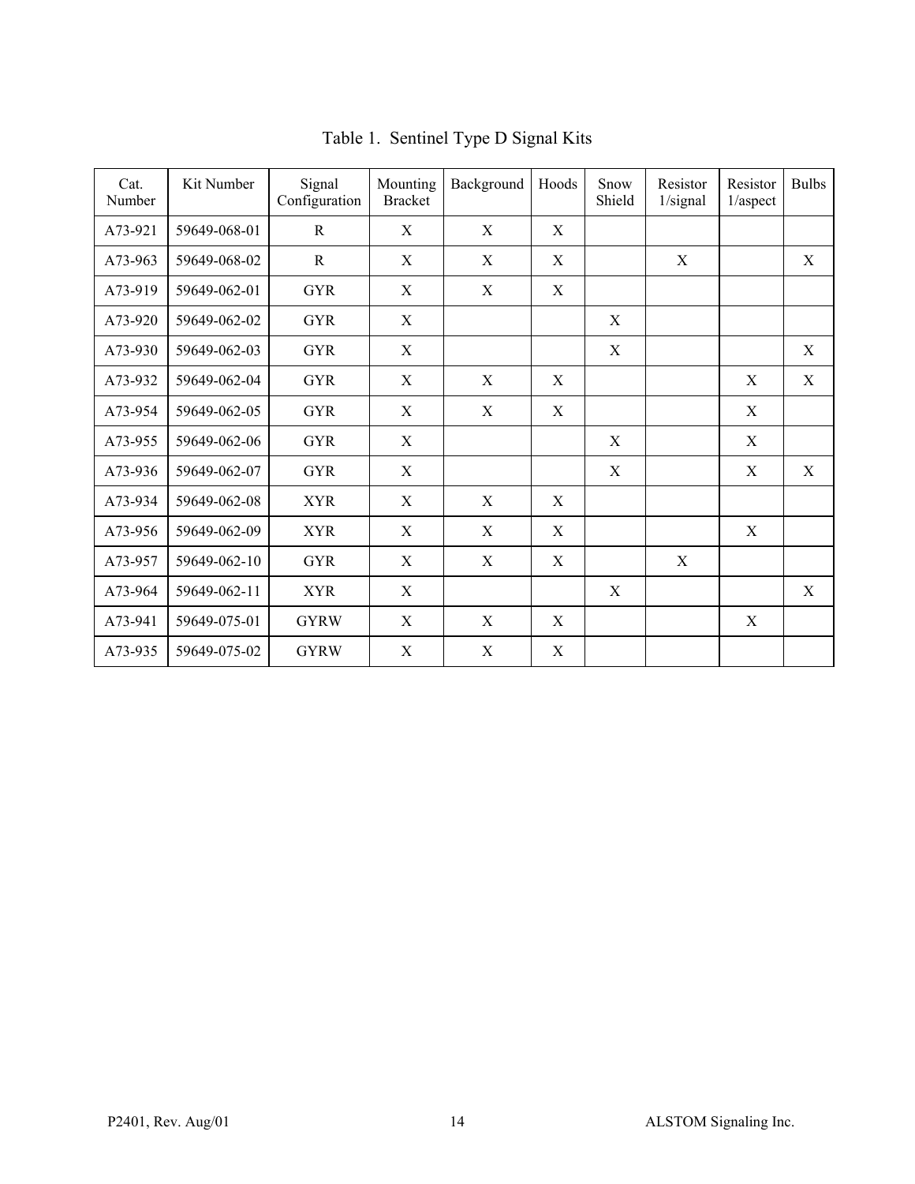Table 1. Sentinel Type D Signal Kits

| Cat. Number | Kit Number | Signal Configuration | Mounting Bracket | Background | Hoods | Snow Shield | Resistor 1/signal | Resistor 1/aspect | Bulbs |
|---|---|---|---|---|---|---|---|---|---|
| A73-921 | 59649-068-01 | R | X | X | X | | | | |
| A73-963 | 59649-068-02 | R | X | X | X | | X | | X |
| A73-919 | 59649-062-01 | GYR | X | X | X | | | | |
| A73-920 | 59649-062-02 | GYR | X | | | X | | | |
| A73-930 | 59649-062-03 | GYR | X | | | X | | | X |
| A73-932 | 59649-062-04 | GYR | X | X | X | | | X | X |
| A73-954 | 59649-062-05 | GYR | X | X | X | | | X | |
| A73-955 | 59649-062-06 | GYR | X | | | X | | X | |
| A73-936 | 59649-062-07 | GYR | X | | | X | | X | X |
| A73-934 | 59649-062-08 | XYR | X | X | X | | | | |
| A73-956 | 59649-062-09 | XYR | X | X | X | | | X | |
| A73-957 | 59649-062-10 | GYR | X | X | X | | X | | |
| A73-964 | 59649-062-11 | XYR | X | | | X | | | X |
| A73-941 | 59649-075-01 | GYRW | X | X | X | | | X | |
| A73-935 | 59649-075-02 | GYRW | X | X | X | | | | |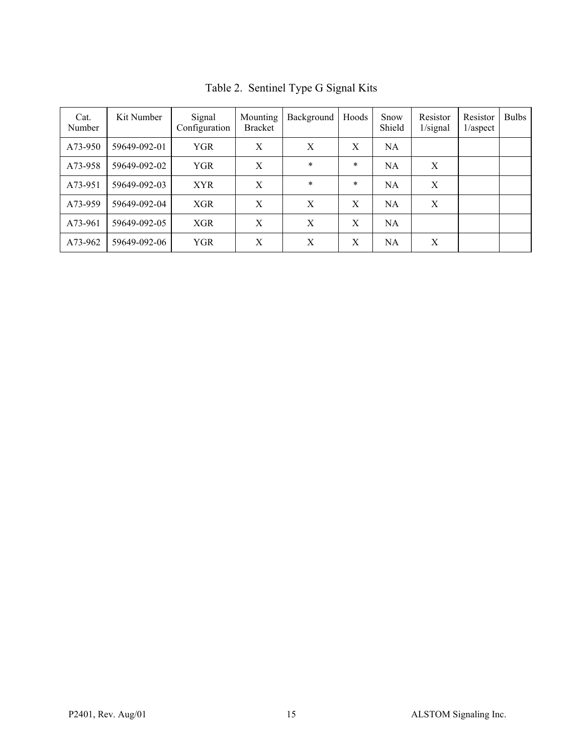Table 2. Sentinel Type G Signal Kits

| Cat. Number | Kit Number | Signal Configuration | Mounting Bracket | Background | Hoods | Snow Shield | Resistor 1/signal | Resistor 1/aspect | Bulbs |
|---|---|---|---|---|---|---|---|---|---|
| A73-950 | 59649-092-01 | YGR | X | X | X | NA | | | |
| A73-958 | 59649-092-02 | YGR | X | * | * | NA | X | | |
| A73-951 | 59649-092-03 | XYR | X | * | * | NA | X | | |
| A73-959 | 59649-092-04 | XGR | X | X | X | NA | X | | |
| A73-961 | 59649-092-05 | XGR | X | X | X | NA | | | |
| A73-962 | 59649-092-06 | YGR | X | X | X | NA | X | | |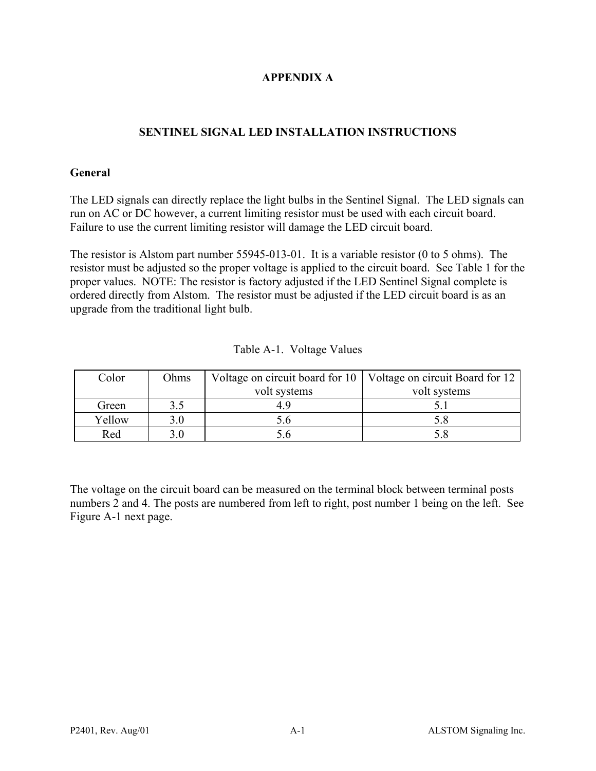# APPENDIX A

## SENTINEL SIGNAL LED INSTALLATION INSTRUCTIONS

### General

The LED signals can directly replace the light bulbs in the Sentinel Signal. The LED signals can run on AC or DC however, a current limiting resistor must be used with each circuit board. Failure to use the current limiting resistor will damage the LED circuit board.

The resistor is Alstom part number 55945-013-01. It is a variable resistor (0 to 5 ohms). The resistor must be adjusted so the proper voltage is applied to the circuit board. See Table 1 for the proper values. NOTE: The resistor is factory adjusted if the LED Sentinel Signal complete is ordered directly from Alstom. The resistor must be adjusted if the LED circuit board is as an upgrade from the traditional light bulb.

Table A-1. Voltage Values

| Color | Ohms | Voltage on circuit board for 10 volt systems | Voltage on circuit Board for 12 volt systems |
|---|---|---|---|
| Green | 3.5 | 4.9 | 5.1 |
| Yellow | 3.0 | 5.6 | 5.8 |
| Red | 3.0 | 5.6 | 5.8 |

The voltage on the circuit board can be measured on the terminal block between terminal posts numbers 2 and 4. The posts are numbered from left to right, post number 1 being on the left. See Figure A-1 next page.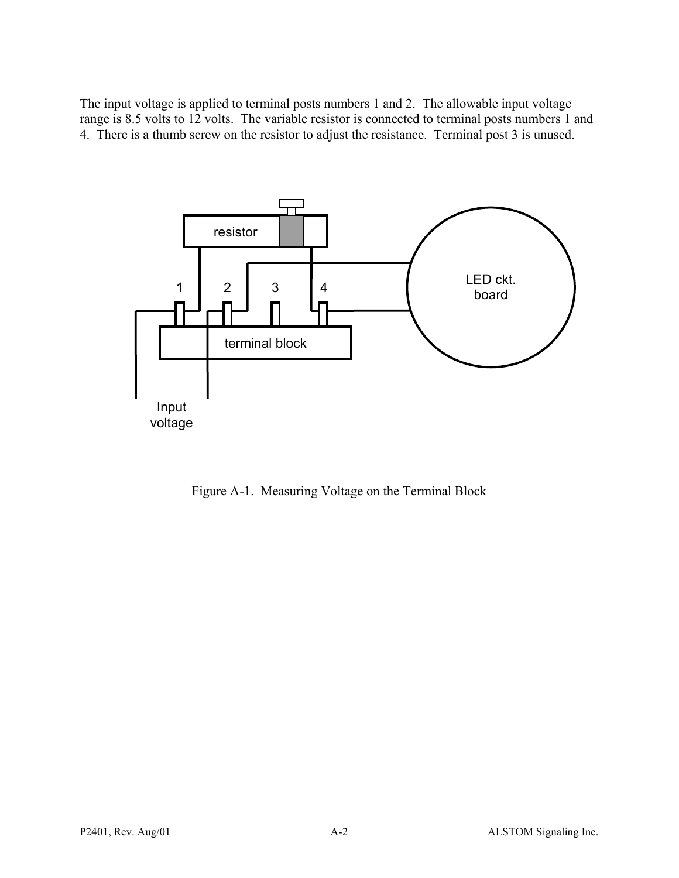The input voltage is applied to terminal posts numbers 1 and 2. The allowable input voltage range is 8.5 volts to 12 volts. The variable resistor is connected to terminal posts numbers 1 and 4. There is a thumb screw on the resistor to adjust the resistance. Terminal post 3 is unused.

resistor

LED ckt. board

1 2 3 4

terminal block

Input voltage

Figure A-1. Measuring Voltage on the Terminal Block